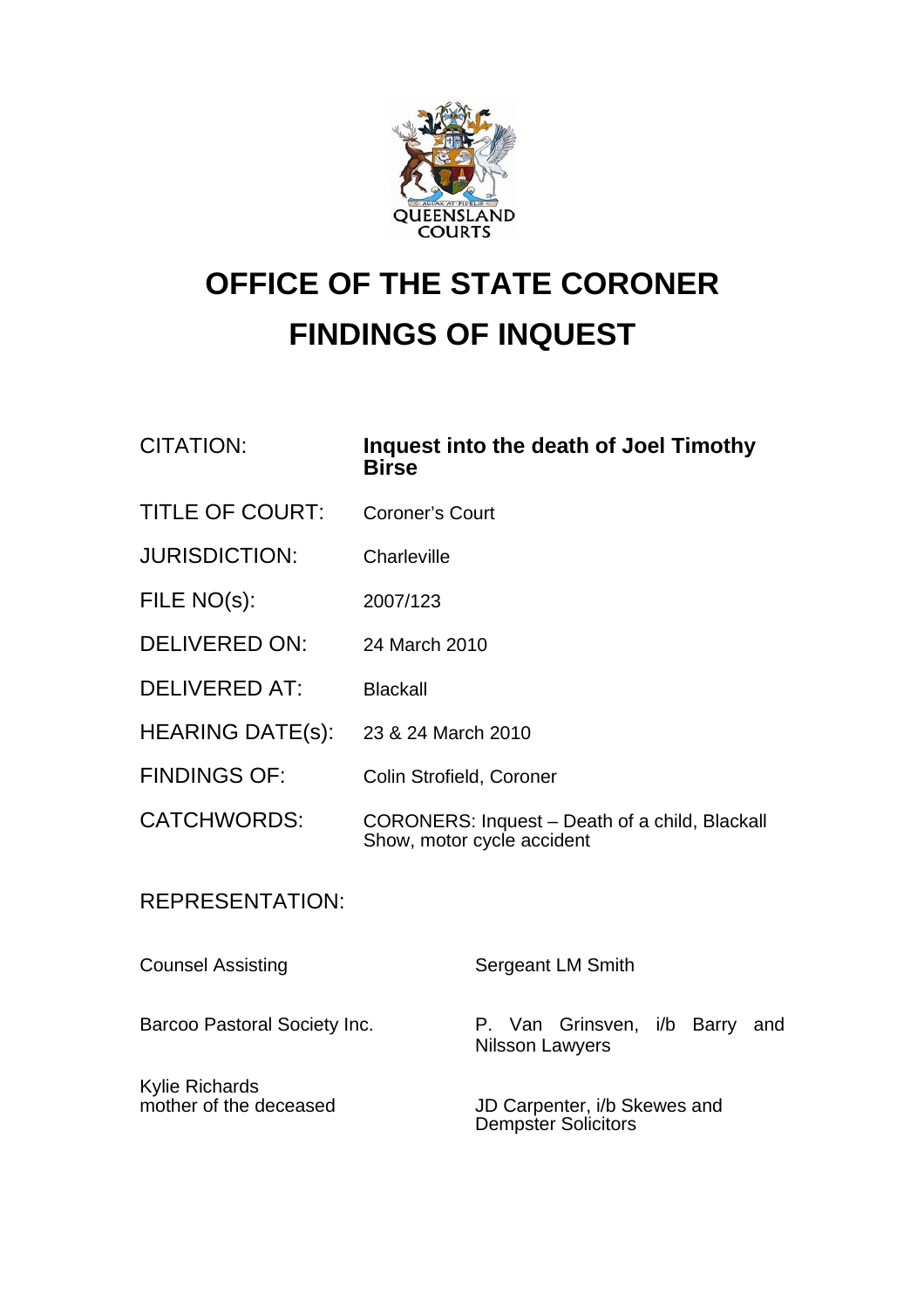# OFFICE OF THE STATE CORONER
# FINDINGS OF INQUEST

| | |
|---|---|
| CITATION: | **Inquest into the death of Joel Timothy Birse** |
| TITLE OF COURT: | Coroner's Court |
| JURISDICTION: | Charleville |
| FILE NO(s): | 2007/123 |
| DELIVERED ON: | 24 March 2010 |
| DELIVERED AT: | Blackall |
| HEARING DATE(s): | 23 & 24 March 2010 |
| FINDINGS OF: | Colin Strofield, Coroner |
| CATCHWORDS: | CORONERS: Inquest – Death of a child, Blackall Show, motor cycle accident |

REPRESENTATION:

| | |
|---|---|
| Counsel Assisting | Sergeant LM Smith |
| Barcoo Pastoral Society Inc. | P. Van Grinsven, i/b Barry and Nilsson Lawyers |
| Kylie Richards mother of the deceased | JD Carpenter, i/b Skewes and Dempster Solicitors |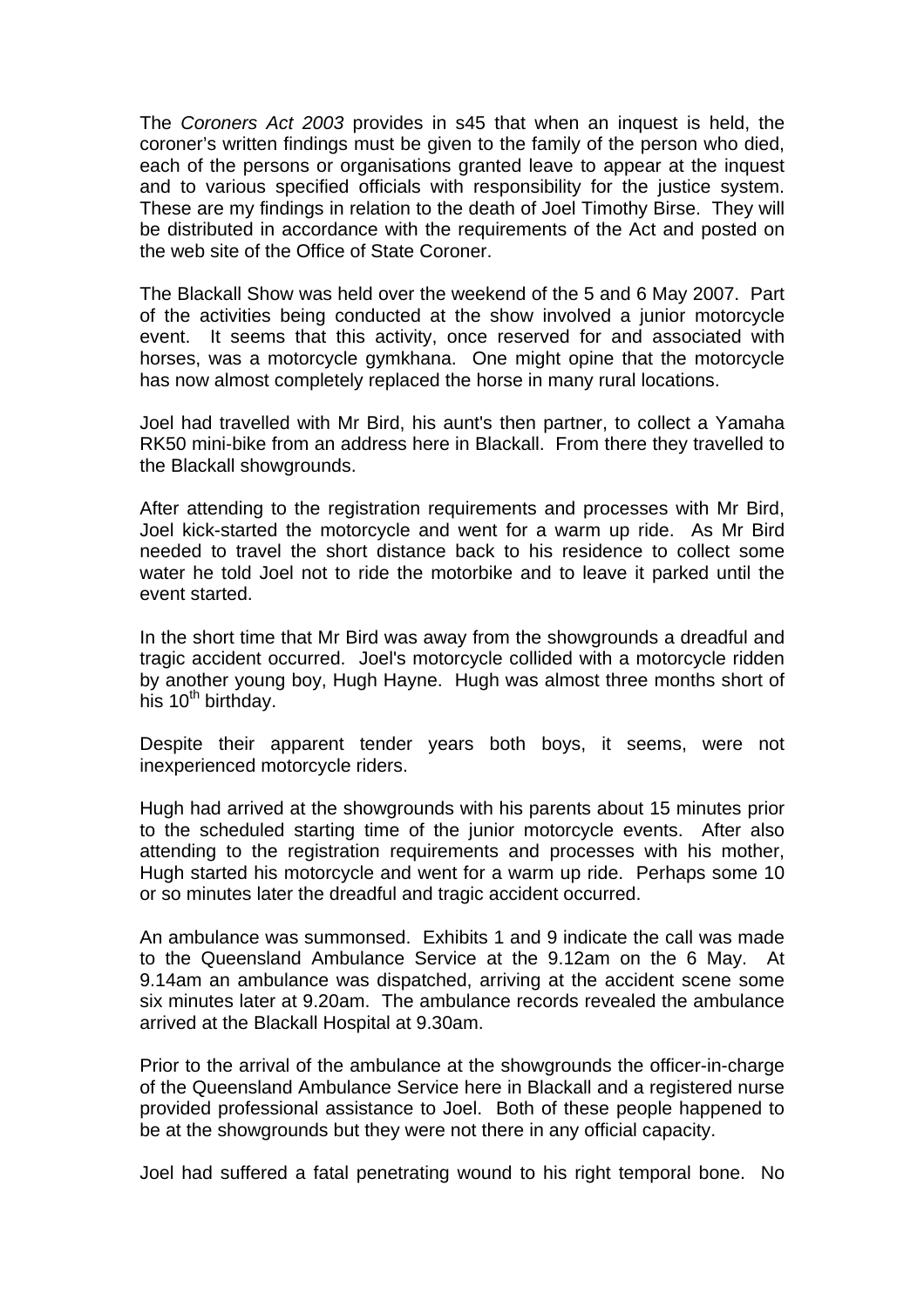The *Coroners Act 2003* provides in s45 that when an inquest is held, the coroner's written findings must be given to the family of the person who died, each of the persons or organisations granted leave to appear at the inquest and to various specified officials with responsibility for the justice system. These are my findings in relation to the death of Joel Timothy Birse. They will be distributed in accordance with the requirements of the Act and posted on the web site of the Office of State Coroner.

The Blackall Show was held over the weekend of the 5 and 6 May 2007. Part of the activities being conducted at the show involved a junior motorcycle event. It seems that this activity, once reserved for and associated with horses, was a motorcycle gymkhana. One might opine that the motorcycle has now almost completely replaced the horse in many rural locations.

Joel had travelled with Mr Bird, his aunt's then partner, to collect a Yamaha RK50 mini-bike from an address here in Blackall. From there they travelled to the Blackall showgrounds.

After attending to the registration requirements and processes with Mr Bird, Joel kick-started the motorcycle and went for a warm up ride. As Mr Bird needed to travel the short distance back to his residence to collect some water he told Joel not to ride the motorbike and to leave it parked until the event started.

In the short time that Mr Bird was away from the showgrounds a dreadful and tragic accident occurred. Joel's motorcycle collided with a motorcycle ridden by another young boy, Hugh Hayne. Hugh was almost three months short of his 10th birthday.

Despite their apparent tender years both boys, it seems, were not inexperienced motorcycle riders.

Hugh had arrived at the showgrounds with his parents about 15 minutes prior to the scheduled starting time of the junior motorcycle events. After also attending to the registration requirements and processes with his mother, Hugh started his motorcycle and went for a warm up ride. Perhaps some 10 or so minutes later the dreadful and tragic accident occurred.

An ambulance was summonsed. Exhibits 1 and 9 indicate the call was made to the Queensland Ambulance Service at the 9.12am on the 6 May. At 9.14am an ambulance was dispatched, arriving at the accident scene some six minutes later at 9.20am. The ambulance records revealed the ambulance arrived at the Blackall Hospital at 9.30am.

Prior to the arrival of the ambulance at the showgrounds the officer-in-charge of the Queensland Ambulance Service here in Blackall and a registered nurse provided professional assistance to Joel. Both of these people happened to be at the showgrounds but they were not there in any official capacity.

Joel had suffered a fatal penetrating wound to his right temporal bone. No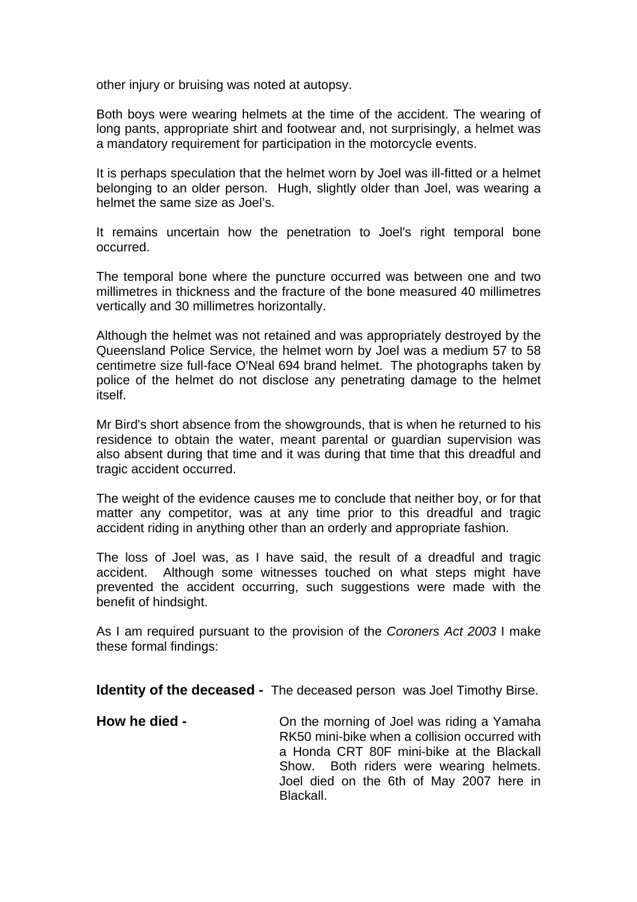other injury or bruising was noted at autopsy.

Both boys were wearing helmets at the time of the accident. The wearing of long pants, appropriate shirt and footwear and, not surprisingly, a helmet was a mandatory requirement for participation in the motorcycle events.

It is perhaps speculation that the helmet worn by Joel was ill-fitted or a helmet belonging to an older person. Hugh, slightly older than Joel, was wearing a helmet the same size as Joel's.

It remains uncertain how the penetration to Joel's right temporal bone occurred.

The temporal bone where the puncture occurred was between one and two millimetres in thickness and the fracture of the bone measured 40 millimetres vertically and 30 millimetres horizontally.

Although the helmet was not retained and was appropriately destroyed by the Queensland Police Service, the helmet worn by Joel was a medium 57 to 58 centimetre size full-face O'Neal 694 brand helmet. The photographs taken by police of the helmet do not disclose any penetrating damage to the helmet itself.

Mr Bird's short absence from the showgrounds, that is when he returned to his residence to obtain the water, meant parental or guardian supervision was also absent during that time and it was during that time that this dreadful and tragic accident occurred.

The weight of the evidence causes me to conclude that neither boy, or for that matter any competitor, was at any time prior to this dreadful and tragic accident riding in anything other than an orderly and appropriate fashion.

The loss of Joel was, as I have said, the result of a dreadful and tragic accident. Although some witnesses touched on what steps might have prevented the accident occurring, such suggestions were made with the benefit of hindsight.

As I am required pursuant to the provision of the *Coroners Act 2003* I make these formal findings:

**Identity of the deceased -** The deceased person was Joel Timothy Birse.

**How he died -** On the morning of Joel was riding a Yamaha RK50 mini-bike when a collision occurred with a Honda CRT 80F mini-bike at the Blackall Show. Both riders were wearing helmets. Joel died on the 6th of May 2007 here in Blackall.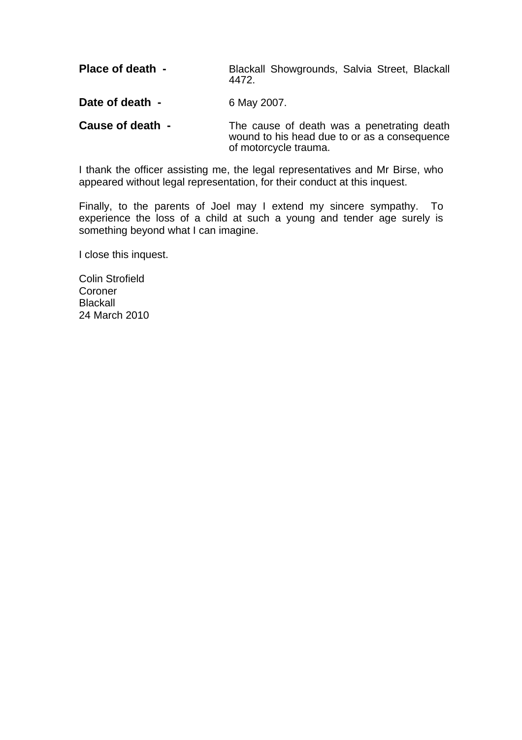**Place of death -** Blackall Showgrounds, Salvia Street, Blackall 4472.

**Date of death -** 6 May 2007.

**Cause of death -** The cause of death was a penetrating death wound to his head due to or as a consequence of motorcycle trauma.

I thank the officer assisting me, the legal representatives and Mr Birse, who appeared without legal representation, for their conduct at this inquest.

Finally, to the parents of Joel may I extend my sincere sympathy. To experience the loss of a child at such a young and tender age surely is something beyond what I can imagine.

I close this inquest.

Colin Strofield
Coroner
Blackall
24 March 2010